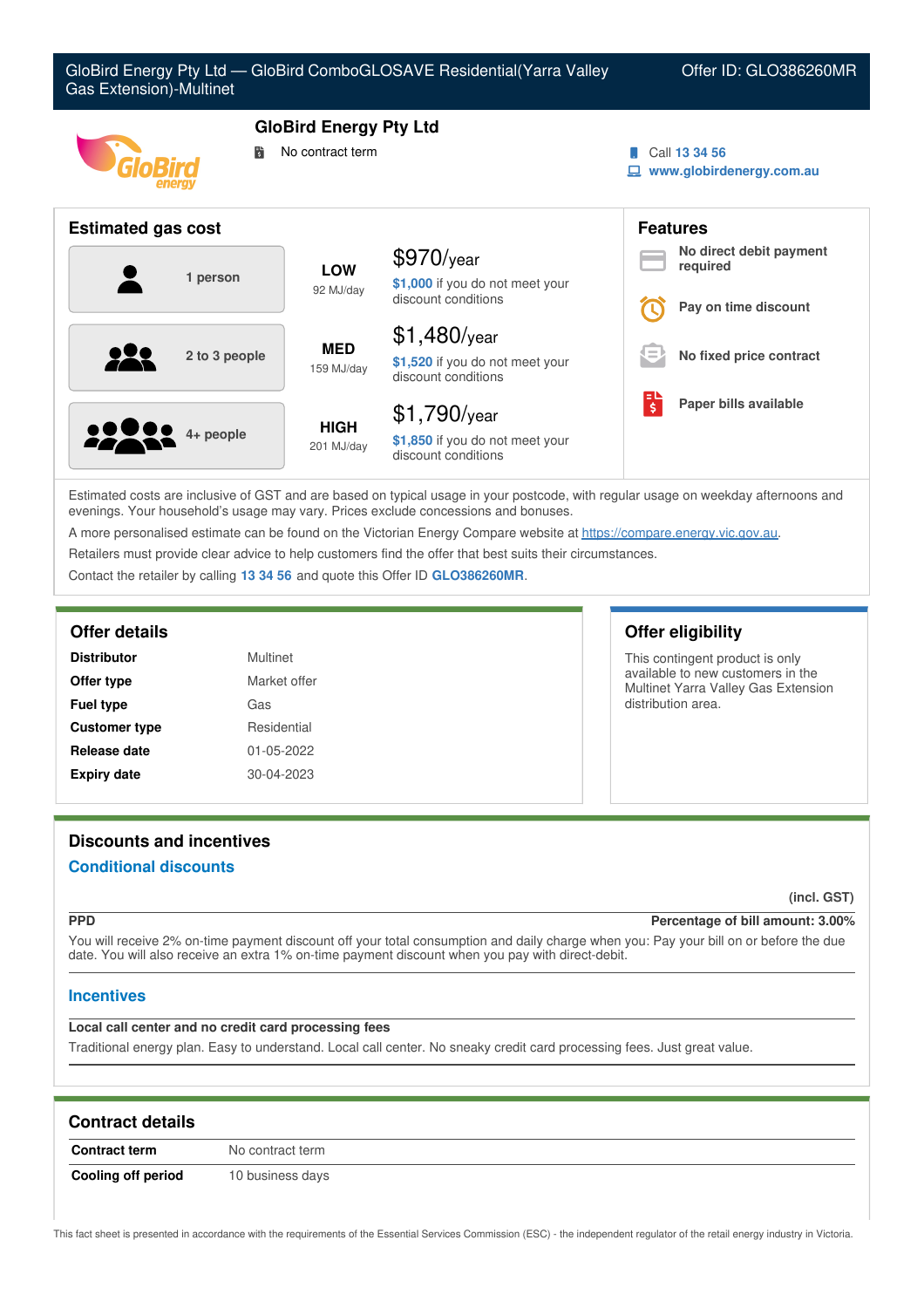GloBird Energy Pty Ltd — GloBird ComboGLOSAVE Residential(Yarra Valley Gas Extension)-Multinet

Offer ID: GLO386260MR

# GloBird Energy Pty Ltd

No contract term

Call **13 34 56**
**www.globirdenergy.com.au**

## Estimated gas cost

| Household | Usage | Cost |
|---|---|---|
| 1 person | **LOW** 92 MJ/day | $970/year — **$1,000** if you do not meet your discount conditions |
| 2 to 3 people | **MED** 159 MJ/day | $1,480/year — **$1,520** if you do not meet your discount conditions |
| 4+ people | **HIGH** 201 MJ/day | $1,790/year — **$1,850** if you do not meet your discount conditions |

## Features

- **No direct debit payment required**
- **Pay on time discount**
- **No fixed price contract**
- **Paper bills available**

Estimated costs are inclusive of GST and are based on typical usage in your postcode, with regular usage on weekday afternoons and evenings. Your household's usage may vary. Prices exclude concessions and bonuses.

A more personalised estimate can be found on the Victorian Energy Compare website at https://compare.energy.vic.gov.au.

Retailers must provide clear advice to help customers find the offer that best suits their circumstances.

Contact the retailer by calling **13 34 56** and quote this Offer ID **GLO386260MR**.

## Offer details

| | |
|---|---|
| **Distributor** | Multinet |
| **Offer type** | Market offer |
| **Fuel type** | Gas |
| **Customer type** | Residential |
| **Release date** | 01-05-2022 |
| **Expiry date** | 30-04-2023 |

## Offer eligibility

This contingent product is only available to new customers in the Multinet Yarra Valley Gas Extension distribution area.

## Discounts and incentives

### Conditional discounts

(incl. GST)

**PPD** — **Percentage of bill amount: 3.00%**

You will receive 2% on-time payment discount off your total consumption and daily charge when you: Pay your bill on or before the due date. You will also receive an extra 1% on-time payment discount when you pay with direct-debit.

### Incentives

**Local call center and no credit card processing fees**

Traditional energy plan. Easy to understand. Local call center. No sneaky credit card processing fees. Just great value.

## Contract details

| | |
|---|---|
| **Contract term** | No contract term |
| **Cooling off period** | 10 business days |

This fact sheet is presented in accordance with the requirements of the Essential Services Commission (ESC) - the independent regulator of the retail energy industry in Victoria.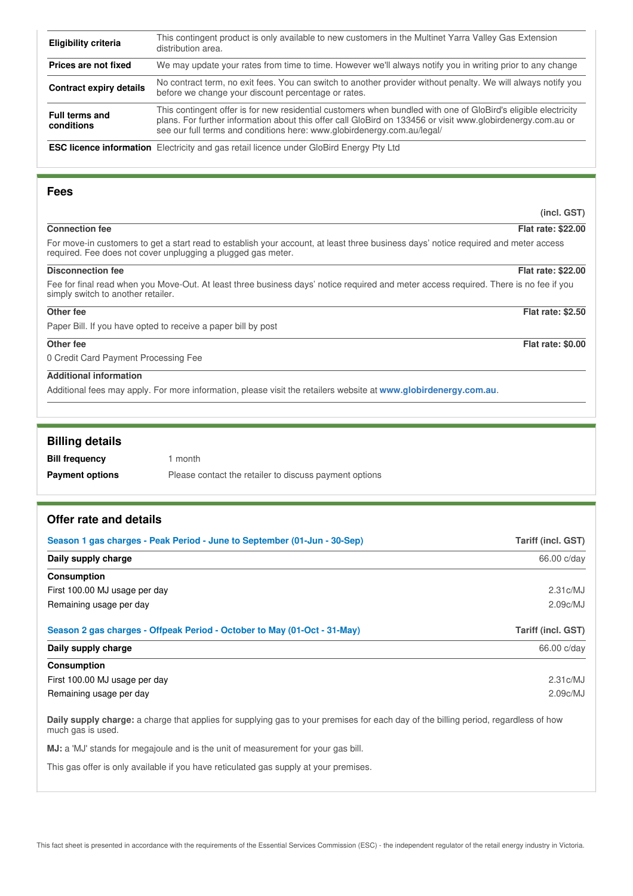| | |
|---|---|
| **Eligibility criteria** | This contingent product is only available to new customers in the Multinet Yarra Valley Gas Extension distribution area. |
| **Prices are not fixed** | We may update your rates from time to time. However we'll always notify you in writing prior to any change |
| **Contract expiry details** | No contract term, no exit fees. You can switch to another provider without penalty. We will always notify you before we change your discount percentage or rates. |
| **Full terms and conditions** | This contingent offer is for new residential customers when bundled with one of GloBird's eligible electricity plans. For further information about this offer call GloBird on 133456 or visit www.globirdenergy.com.au or see our full terms and conditions here: www.globirdenergy.com.au/legal/ |
| **ESC licence information** | Electricity and gas retail licence under GloBird Energy Pty Ltd |

## Fees

| | **(incl. GST)** |
|---|---|
| **Connection fee** | **Flat rate: $22.00** |

For move-in customers to get a start read to establish your account, at least three business days' notice required and meter access required. Fee does not cover unplugging a plugged gas meter.

| | |
|---|---|
| **Disconnection fee** | **Flat rate: $22.00** |

Fee for final read when you Move-Out. At least three business days' notice required and meter access required. There is no fee if you simply switch to another retailer.

| | |
|---|---|
| **Other fee** | **Flat rate: $2.50** |

Paper Bill. If you have opted to receive a paper bill by post

| | |
|---|---|
| **Other fee** | **Flat rate: $0.00** |

0 Credit Card Payment Processing Fee

**Additional information**

Additional fees may apply. For more information, please visit the retailers website at **www.globirdenergy.com.au**.

## Billing details

| | |
|---|---|
| **Bill frequency** | 1 month |
| **Payment options** | Please contact the retailer to discuss payment options |

## Offer rate and details

| **Season 1 gas charges - Peak Period - June to September (01-Jun - 30-Sep)** | **Tariff (incl. GST)** |
|---|---|
| **Daily supply charge** | 66.00 c/day |
| **Consumption** | |
| First 100.00 MJ usage per day | 2.31c/MJ |
| Remaining usage per day | 2.09c/MJ |

| **Season 2 gas charges - Offpeak Period - October to May (01-Oct - 31-May)** | **Tariff (incl. GST)** |
|---|---|
| **Daily supply charge** | 66.00 c/day |
| **Consumption** | |
| First 100.00 MJ usage per day | 2.31c/MJ |
| Remaining usage per day | 2.09c/MJ |

**Daily supply charge:** a charge that applies for supplying gas to your premises for each day of the billing period, regardless of how much gas is used.

**MJ:** a 'MJ' stands for megajoule and is the unit of measurement for your gas bill.

This gas offer is only available if you have reticulated gas supply at your premises.

This fact sheet is presented in accordance with the requirements of the Essential Services Commission (ESC) - the independent regulator of the retail energy industry in Victoria.